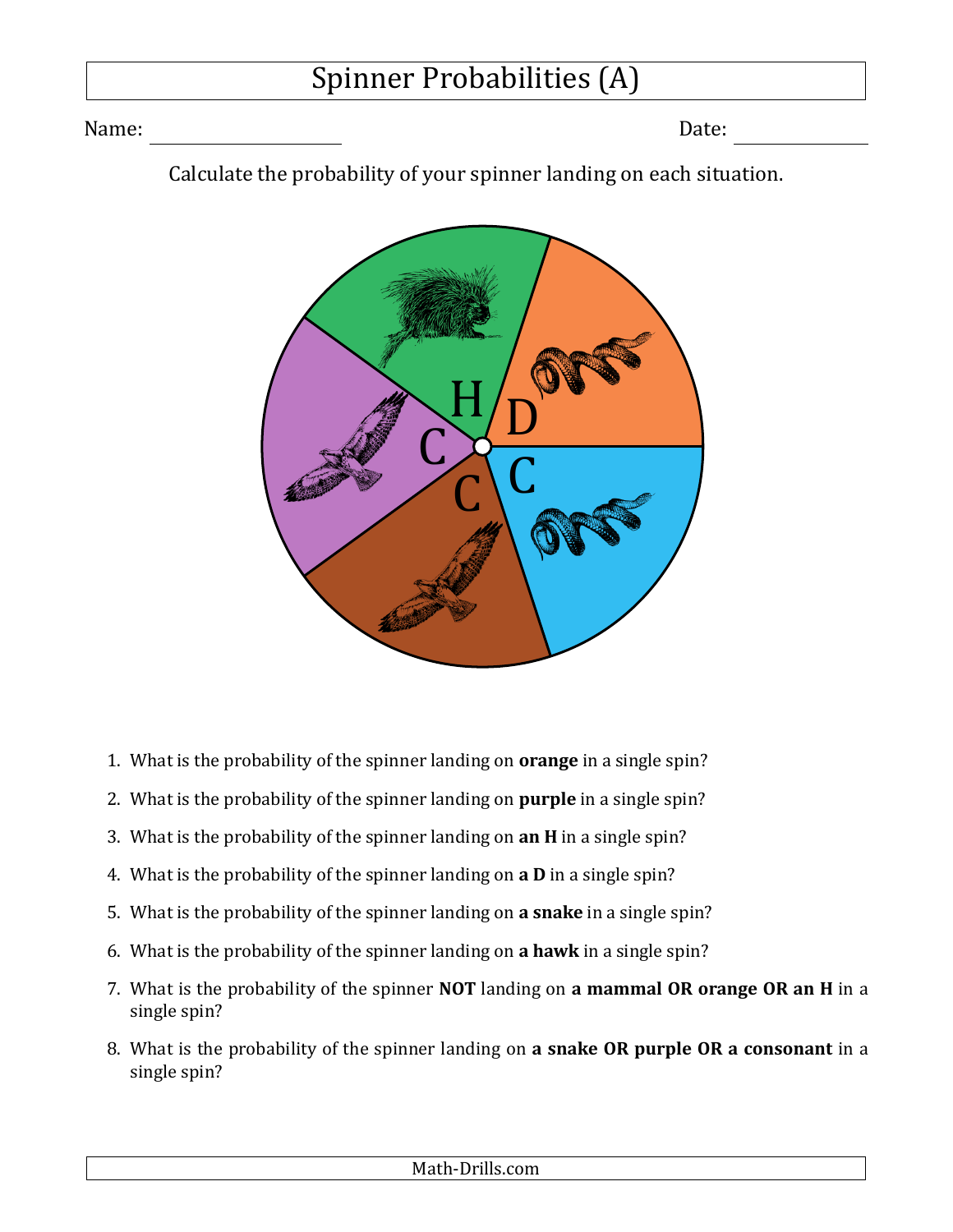# Spinner Probabilities (A)

Name: \_\_\_\_\_\_\_\_\_\_\_\_\_\_\_\_\_\_\_\_ Date: \_\_\_\_\_\_\_\_\_\_\_\_

Calculate the probability of your spinner landing on each situation.

1. What is the probability of the spinner landing on **orange** in a single spin?
2. What is the probability of the spinner landing on **purple** in a single spin?
3. What is the probability of the spinner landing on **an H** in a single spin?
4. What is the probability of the spinner landing on **a D** in a single spin?
5. What is the probability of the spinner landing on **a snake** in a single spin?
6. What is the probability of the spinner landing on **a hawk** in a single spin?
7. What is the probability of the spinner **NOT** landing on **a mammal OR orange OR an H** in a single spin?
8. What is the probability of the spinner landing on **a snake OR purple OR a consonant** in a single spin?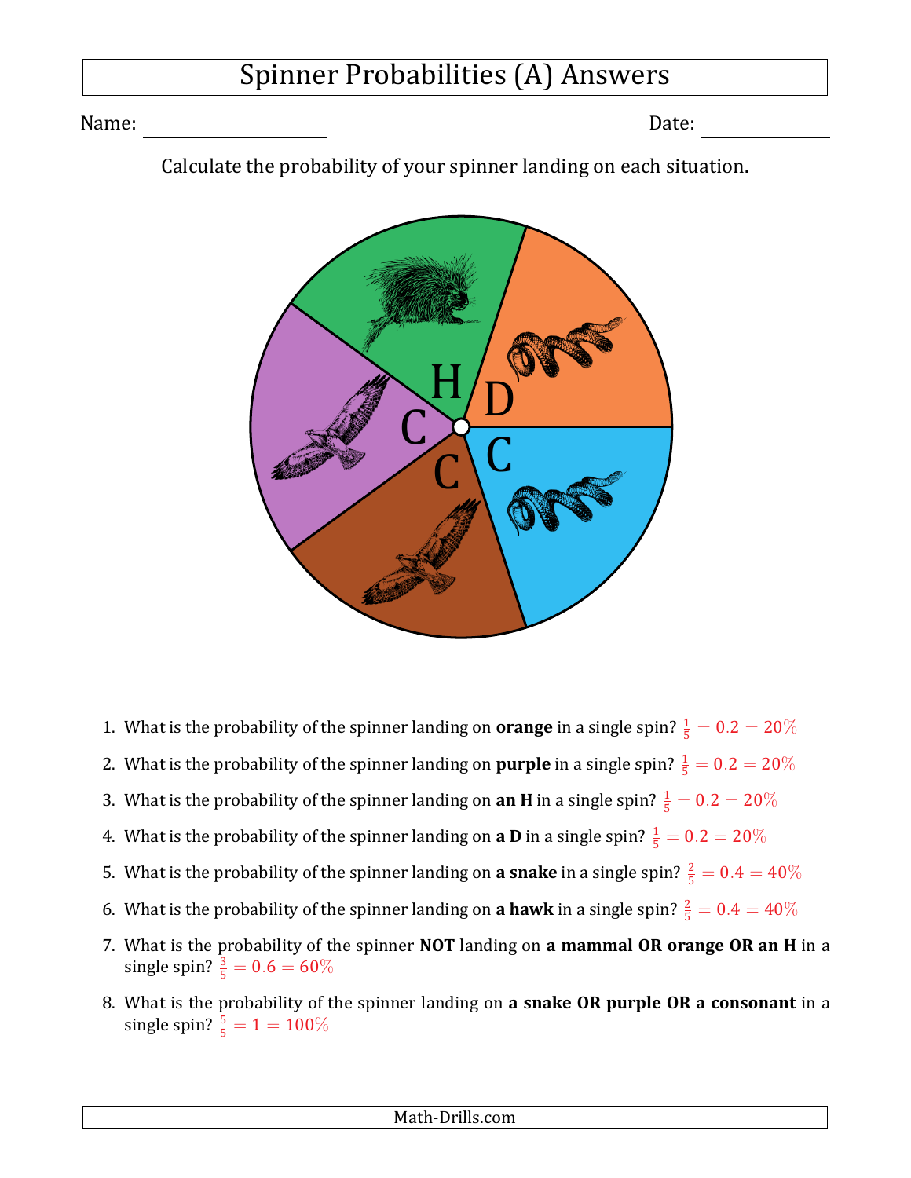# Spinner Probabilities (A) Answers

Name: ____________________ Date: ______________

Calculate the probability of your spinner landing on each situation.

H

D

C

C

C

1. What is the probability of the spinner landing on **orange** in a single spin? $\frac{1}{5} = 0.2 = 20\%$
2. What is the probability of the spinner landing on **purple** in a single spin? $\frac{1}{5} = 0.2 = 20\%$
3. What is the probability of the spinner landing on **an H** in a single spin? $\frac{1}{5} = 0.2 = 20\%$
4. What is the probability of the spinner landing on **a D** in a single spin? $\frac{1}{5} = 0.2 = 20\%$
5. What is the probability of the spinner landing on **a snake** in a single spin? $\frac{2}{5} = 0.4 = 40\%$
6. What is the probability of the spinner landing on **a hawk** in a single spin? $\frac{2}{5} = 0.4 = 40\%$
7. What is the probability of the spinner **NOT** landing on **a mammal OR orange OR an H** in a single spin? $\frac{3}{5} = 0.6 = 60\%$
8. What is the probability of the spinner landing on **a snake OR purple OR a consonant** in a single spin? $\frac{5}{5} = 1 = 100\%$

Math-Drills.com